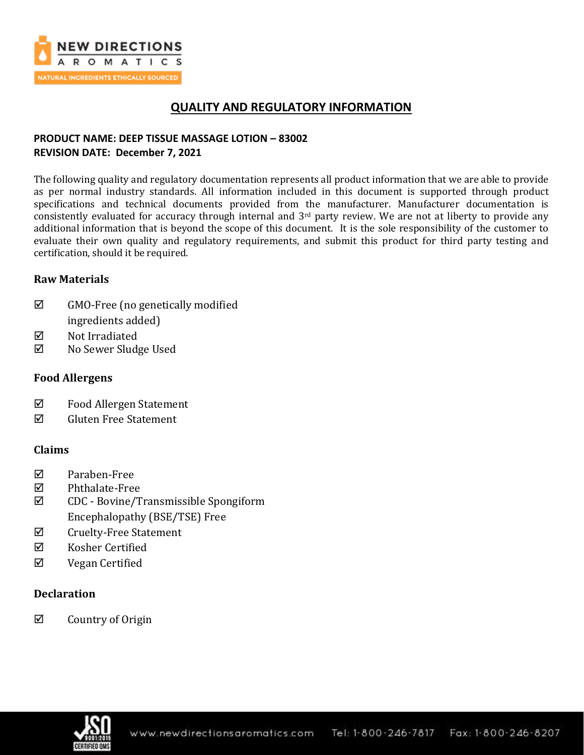# QUALITY AND REGULATORY INFORMATION

**PRODUCT NAME: DEEP TISSUE MASSAGE LOTION – 83002**
**REVISION DATE: December 7, 2021**

The following quality and regulatory documentation represents all product information that we are able to provide as per normal industry standards. All information included in this document is supported through product specifications and technical documents provided from the manufacturer. Manufacturer documentation is consistently evaluated for accuracy through internal and 3rd party review. We are not at liberty to provide any additional information that is beyond the scope of this document. It is the sole responsibility of the customer to evaluate their own quality and regulatory requirements, and submit this product for third party testing and certification, should it be required.

## Raw Materials

- ☑ GMO-Free (no genetically modified ingredients added)
- ☑ Not Irradiated
- ☑ No Sewer Sludge Used

## Food Allergens

- ☑ Food Allergen Statement
- ☑ Gluten Free Statement

## Claims

- ☑ Paraben-Free
- ☑ Phthalate-Free
- ☑ CDC - Bovine/Transmissible Spongiform Encephalopathy (BSE/TSE) Free
- ☑ Cruelty-Free Statement
- ☑ Kosher Certified
- ☑ Vegan Certified

## Declaration

- ☑ Country of Origin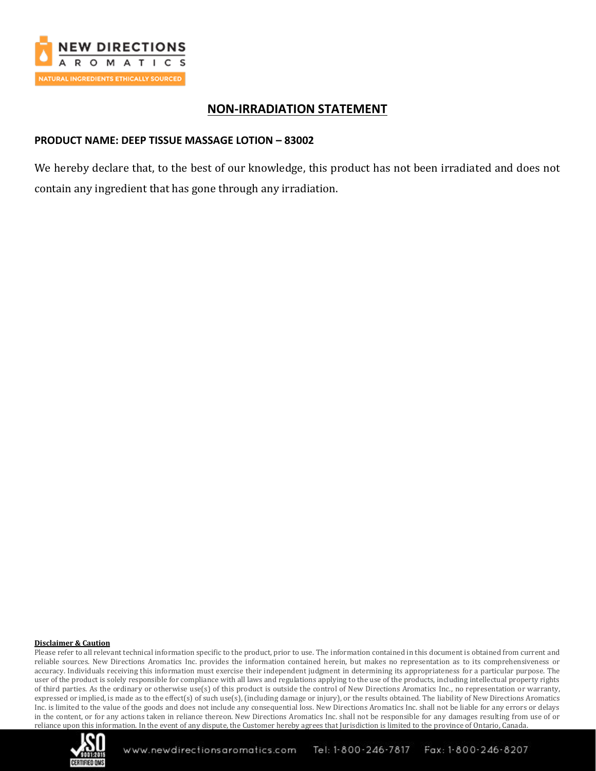# NON-IRRADIATION STATEMENT

**PRODUCT NAME: DEEP TISSUE MASSAGE LOTION – 83002**

We hereby declare that, to the best of our knowledge, this product has not been irradiated and does not contain any ingredient that has gone through any irradiation.

**Disclaimer & Caution**

Please refer to all relevant technical information specific to the product, prior to use. The information contained in this document is obtained from current and reliable sources. New Directions Aromatics Inc. provides the information contained herein, but makes no representation as to its comprehensiveness or accuracy. Individuals receiving this information must exercise their independent judgment in determining its appropriateness for a particular purpose. The user of the product is solely responsible for compliance with all laws and regulations applying to the use of the products, including intellectual property rights of third parties. As the ordinary or otherwise use(s) of this product is outside the control of New Directions Aromatics Inc., no representation or warranty, expressed or implied, is made as to the effect(s) of such use(s), (including damage or injury), or the results obtained. The liability of New Directions Aromatics Inc. is limited to the value of the goods and does not include any consequential loss. New Directions Aromatics Inc. shall not be liable for any errors or delays in the content, or for any actions taken in reliance thereon. New Directions Aromatics Inc. shall not be responsible for any damages resulting from use of or reliance upon this information. In the event of any dispute, the Customer hereby agrees that Jurisdiction is limited to the province of Ontario, Canada.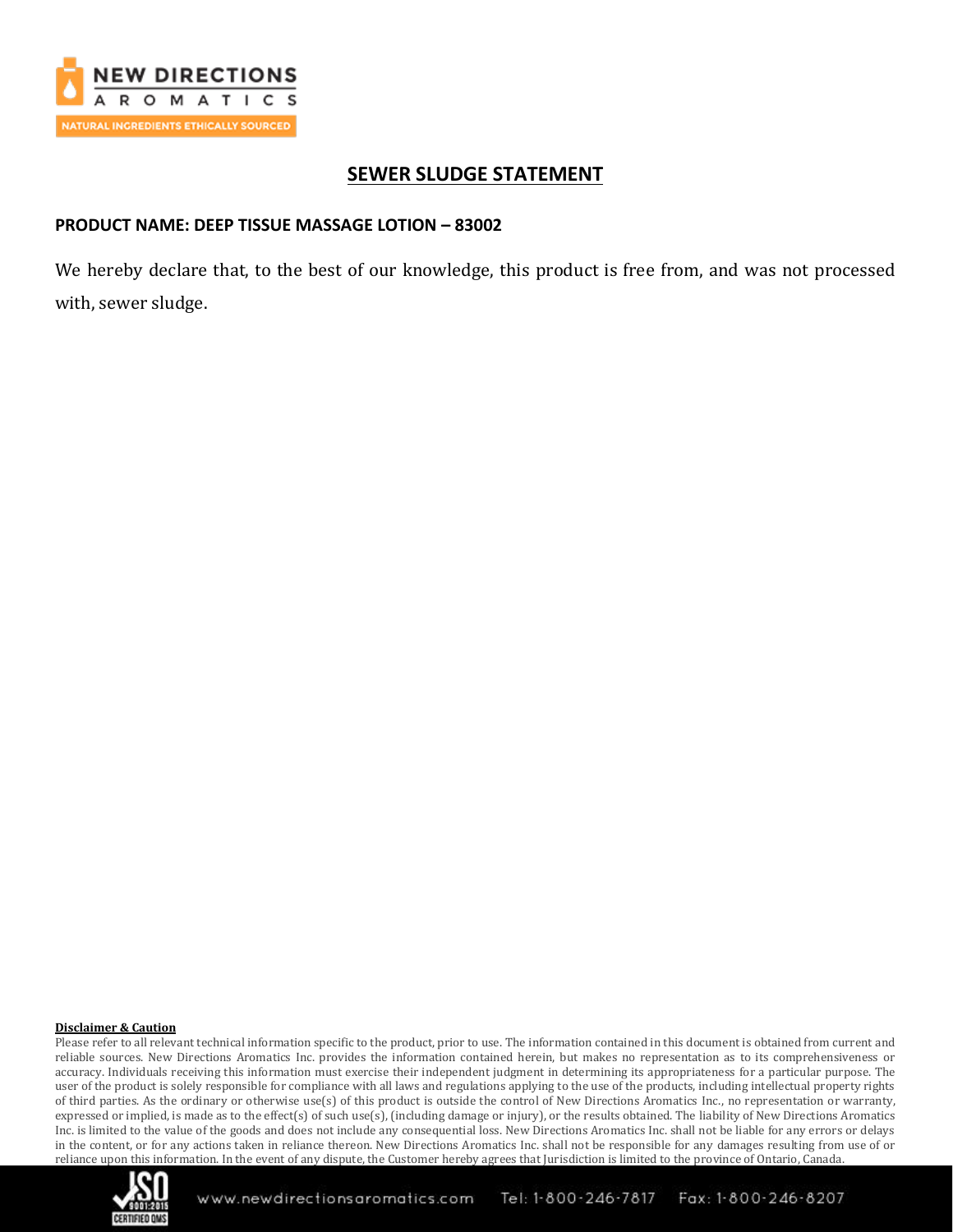## SEWER SLUDGE STATEMENT

**PRODUCT NAME: DEEP TISSUE MASSAGE LOTION – 83002**

We hereby declare that, to the best of our knowledge, this product is free from, and was not processed with, sewer sludge.

**Disclaimer & Caution**

Please refer to all relevant technical information specific to the product, prior to use. The information contained in this document is obtained from current and reliable sources. New Directions Aromatics Inc. provides the information contained herein, but makes no representation as to its comprehensiveness or accuracy. Individuals receiving this information must exercise their independent judgment in determining its appropriateness for a particular purpose. The user of the product is solely responsible for compliance with all laws and regulations applying to the use of the products, including intellectual property rights of third parties. As the ordinary or otherwise use(s) of this product is outside the control of New Directions Aromatics Inc., no representation or warranty, expressed or implied, is made as to the effect(s) of such use(s), (including damage or injury), or the results obtained. The liability of New Directions Aromatics Inc. is limited to the value of the goods and does not include any consequential loss. New Directions Aromatics Inc. shall not be liable for any errors or delays in the content, or for any actions taken in reliance thereon. New Directions Aromatics Inc. shall not be responsible for any damages resulting from use of or reliance upon this information. In the event of any dispute, the Customer hereby agrees that Jurisdiction is limited to the province of Ontario, Canada.

www.newdirectionsaromatics.com Tel: 1-800-246-7817 Fax: 1-800-246-8207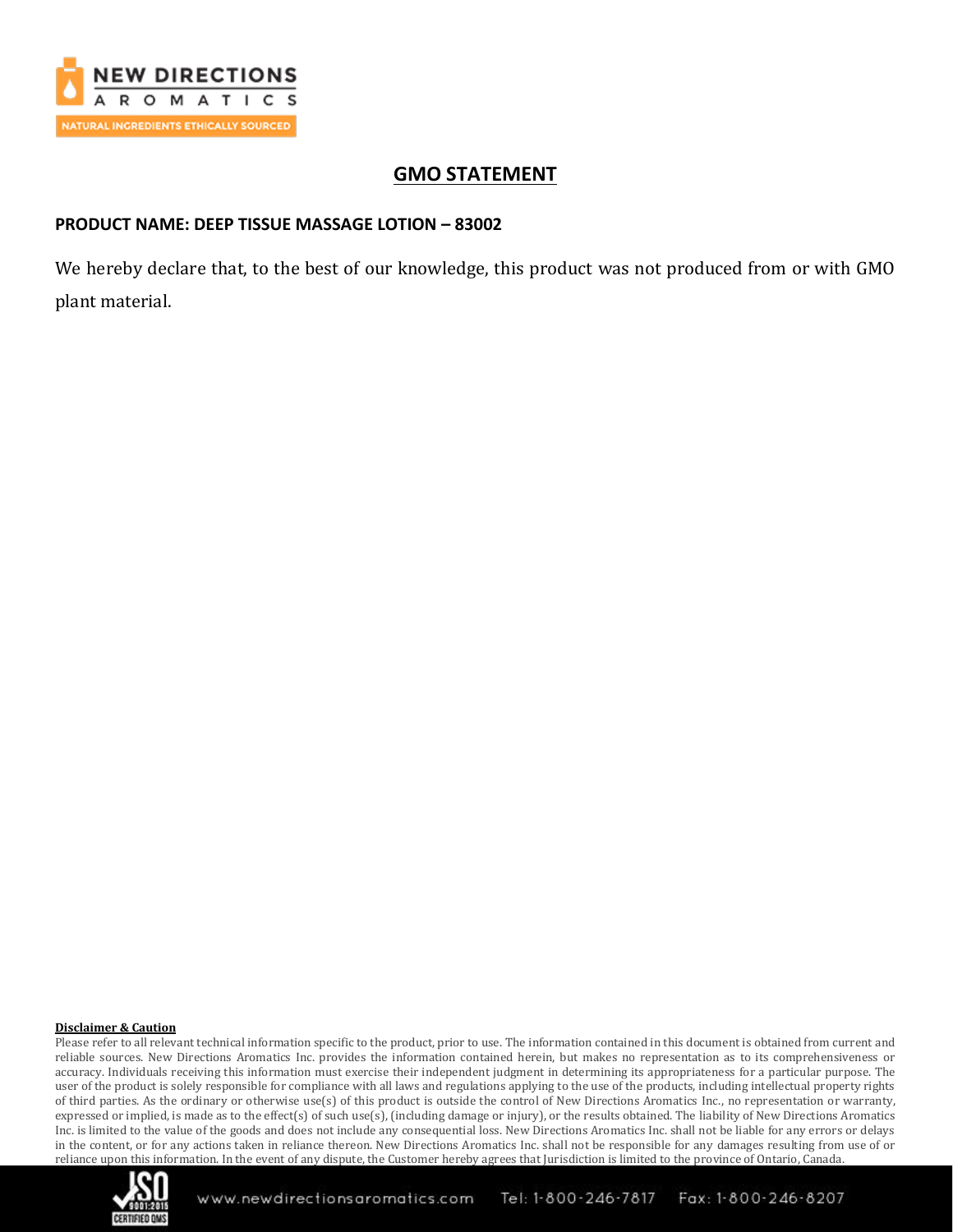# GMO STATEMENT

**PRODUCT NAME: DEEP TISSUE MASSAGE LOTION – 83002**

We hereby declare that, to the best of our knowledge, this product was not produced from or with GMO plant material.

**Disclaimer & Caution**

Please refer to all relevant technical information specific to the product, prior to use. The information contained in this document is obtained from current and reliable sources. New Directions Aromatics Inc. provides the information contained herein, but makes no representation as to its comprehensiveness or accuracy. Individuals receiving this information must exercise their independent judgment in determining its appropriateness for a particular purpose. The user of the product is solely responsible for compliance with all laws and regulations applying to the use of the products, including intellectual property rights of third parties. As the ordinary or otherwise use(s) of this product is outside the control of New Directions Aromatics Inc., no representation or warranty, expressed or implied, is made as to the effect(s) of such use(s), (including damage or injury), or the results obtained. The liability of New Directions Aromatics Inc. is limited to the value of the goods and does not include any consequential loss. New Directions Aromatics Inc. shall not be liable for any errors or delays in the content, or for any actions taken in reliance thereon. New Directions Aromatics Inc. shall not be responsible for any damages resulting from use of or reliance upon this information. In the event of any dispute, the Customer hereby agrees that Jurisdiction is limited to the province of Ontario, Canada.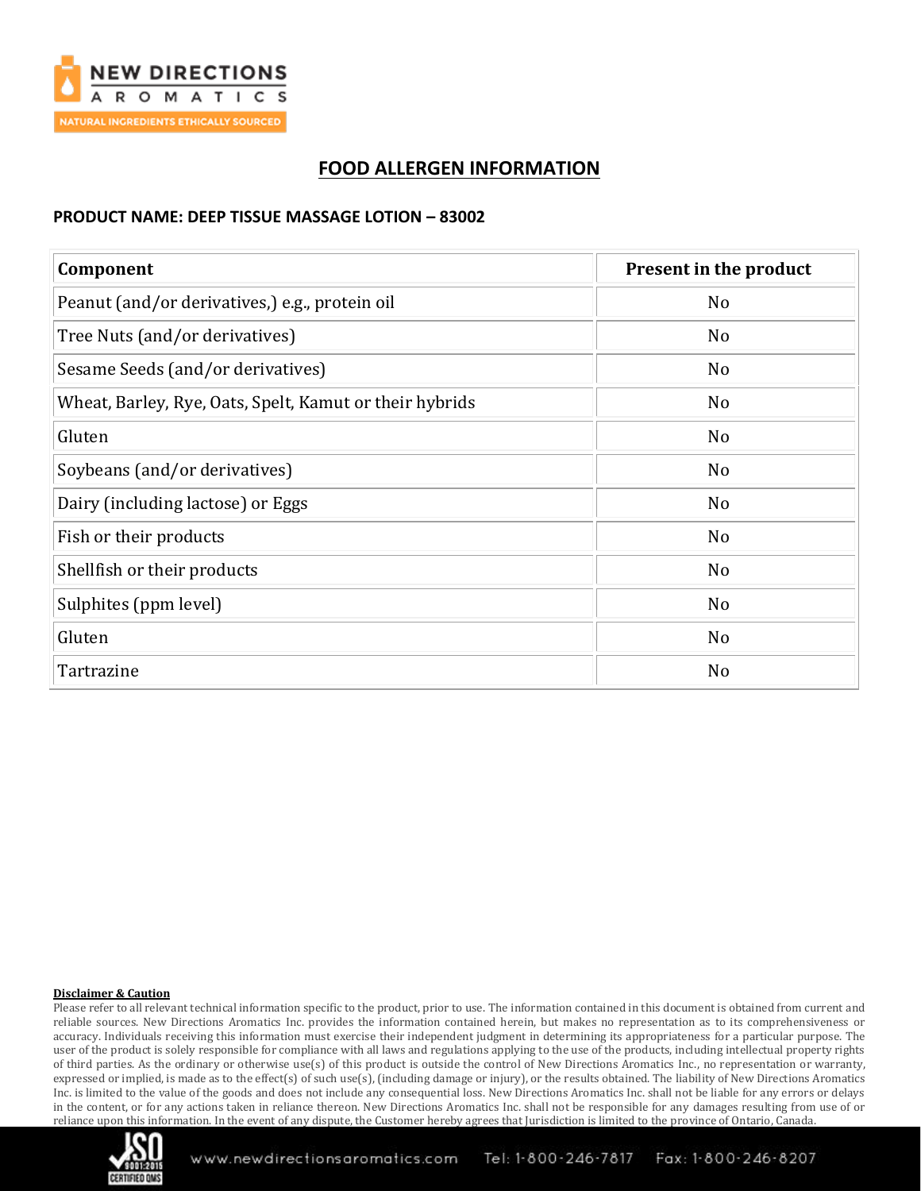# FOOD ALLERGEN INFORMATION

**PRODUCT NAME: DEEP TISSUE MASSAGE LOTION – 83002**

| Component | Present in the product |
|---|---|
| Peanut (and/or derivatives,) e.g., protein oil | No |
| Tree Nuts (and/or derivatives) | No |
| Sesame Seeds (and/or derivatives) | No |
| Wheat, Barley, Rye, Oats, Spelt, Kamut or their hybrids | No |
| Gluten | No |
| Soybeans (and/or derivatives) | No |
| Dairy (including lactose) or Eggs | No |
| Fish or their products | No |
| Shellfish or their products | No |
| Sulphites (ppm level) | No |
| Gluten | No |
| Tartrazine | No |

**Disclaimer & Caution**

Please refer to all relevant technical information specific to the product, prior to use. The information contained in this document is obtained from current and reliable sources. New Directions Aromatics Inc. provides the information contained herein, but makes no representation as to its comprehensiveness or accuracy. Individuals receiving this information must exercise their independent judgment in determining its appropriateness for a particular purpose. The user of the product is solely responsible for compliance with all laws and regulations applying to the use of the products, including intellectual property rights of third parties. As the ordinary or otherwise use(s) of this product is outside the control of New Directions Aromatics Inc., no representation or warranty, expressed or implied, is made as to the effect(s) of such use(s), (including damage or injury), or the results obtained. The liability of New Directions Aromatics Inc. is limited to the value of the goods and does not include any consequential loss. New Directions Aromatics Inc. shall not be liable for any errors or delays in the content, or for any actions taken in reliance thereon. New Directions Aromatics Inc. shall not be responsible for any damages resulting from use of or reliance upon this information. In the event of any dispute, the Customer hereby agrees that Jurisdiction is limited to the province of Ontario, Canada.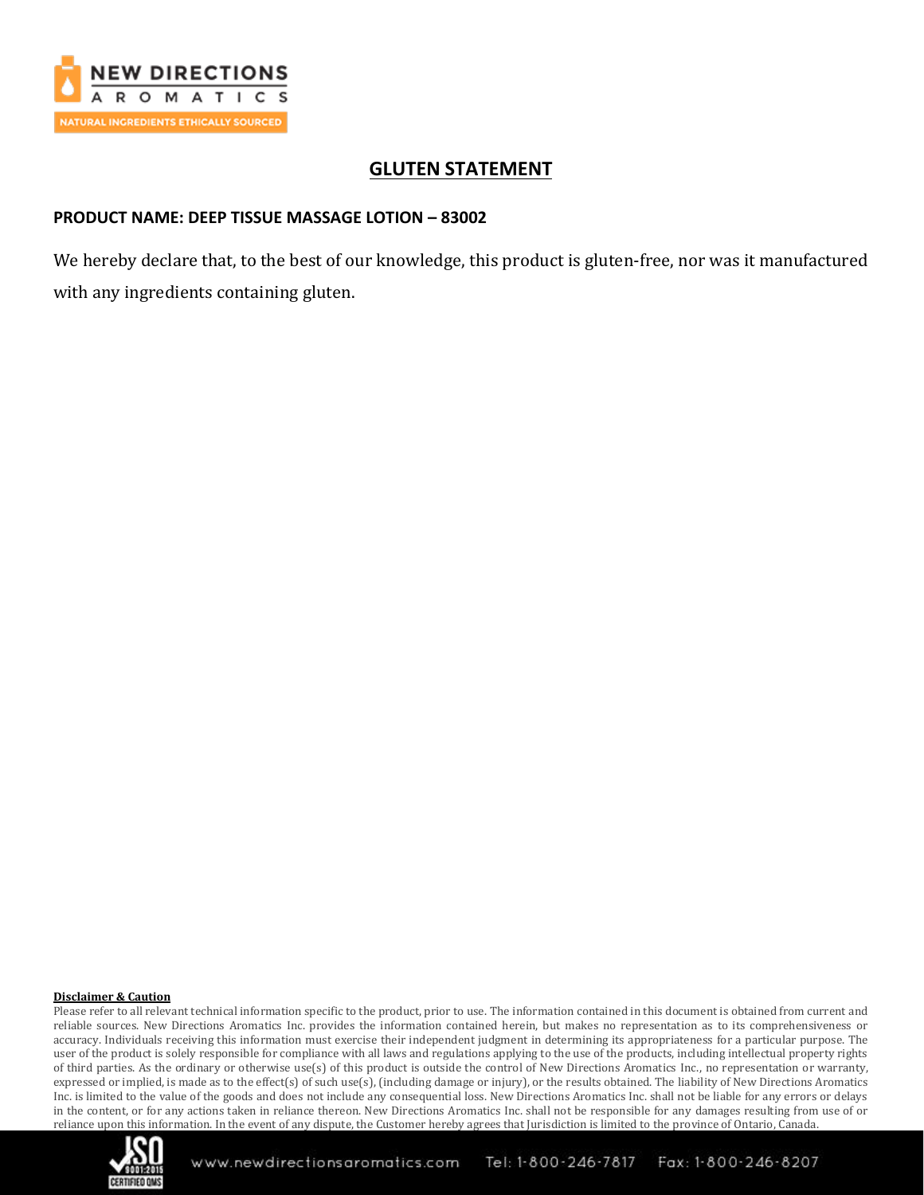## GLUTEN STATEMENT

**PRODUCT NAME: DEEP TISSUE MASSAGE LOTION – 83002**

We hereby declare that, to the best of our knowledge, this product is gluten-free, nor was it manufactured with any ingredients containing gluten.

**Disclaimer & Caution**

Please refer to all relevant technical information specific to the product, prior to use. The information contained in this document is obtained from current and reliable sources. New Directions Aromatics Inc. provides the information contained herein, but makes no representation as to its comprehensiveness or accuracy. Individuals receiving this information must exercise their independent judgment in determining its appropriateness for a particular purpose. The user of the product is solely responsible for compliance with all laws and regulations applying to the use of the products, including intellectual property rights of third parties. As the ordinary or otherwise use(s) of this product is outside the control of New Directions Aromatics Inc., no representation or warranty, expressed or implied, is made as to the effect(s) of such use(s), (including damage or injury), or the results obtained. The liability of New Directions Aromatics Inc. is limited to the value of the goods and does not include any consequential loss. New Directions Aromatics Inc. shall not be liable for any errors or delays in the content, or for any actions taken in reliance thereon. New Directions Aromatics Inc. shall not be responsible for any damages resulting from use of or reliance upon this information. In the event of any dispute, the Customer hereby agrees that Jurisdiction is limited to the province of Ontario, Canada.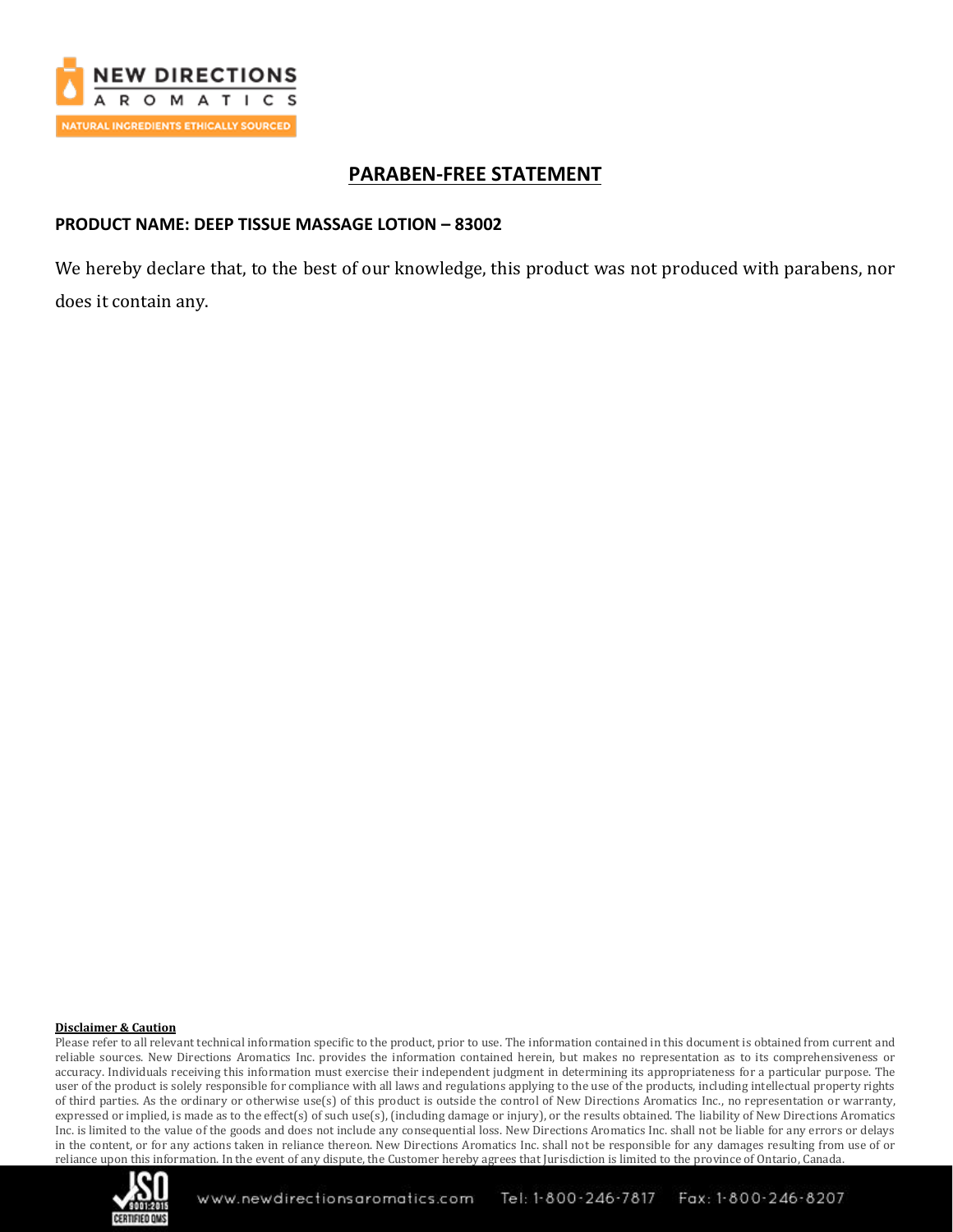# PARABEN-FREE STATEMENT

**PRODUCT NAME: DEEP TISSUE MASSAGE LOTION – 83002**

We hereby declare that, to the best of our knowledge, this product was not produced with parabens, nor does it contain any.

**Disclaimer & Caution**

Please refer to all relevant technical information specific to the product, prior to use. The information contained in this document is obtained from current and reliable sources. New Directions Aromatics Inc. provides the information contained herein, but makes no representation as to its comprehensiveness or accuracy. Individuals receiving this information must exercise their independent judgment in determining its appropriateness for a particular purpose. The user of the product is solely responsible for compliance with all laws and regulations applying to the use of the products, including intellectual property rights of third parties. As the ordinary or otherwise use(s) of this product is outside the control of New Directions Aromatics Inc., no representation or warranty, expressed or implied, is made as to the effect(s) of such use(s), (including damage or injury), or the results obtained. The liability of New Directions Aromatics Inc. is limited to the value of the goods and does not include any consequential loss. New Directions Aromatics Inc. shall not be liable for any errors or delays in the content, or for any actions taken in reliance thereon. New Directions Aromatics Inc. shall not be responsible for any damages resulting from use of or reliance upon this information. In the event of any dispute, the Customer hereby agrees that Jurisdiction is limited to the province of Ontario, Canada.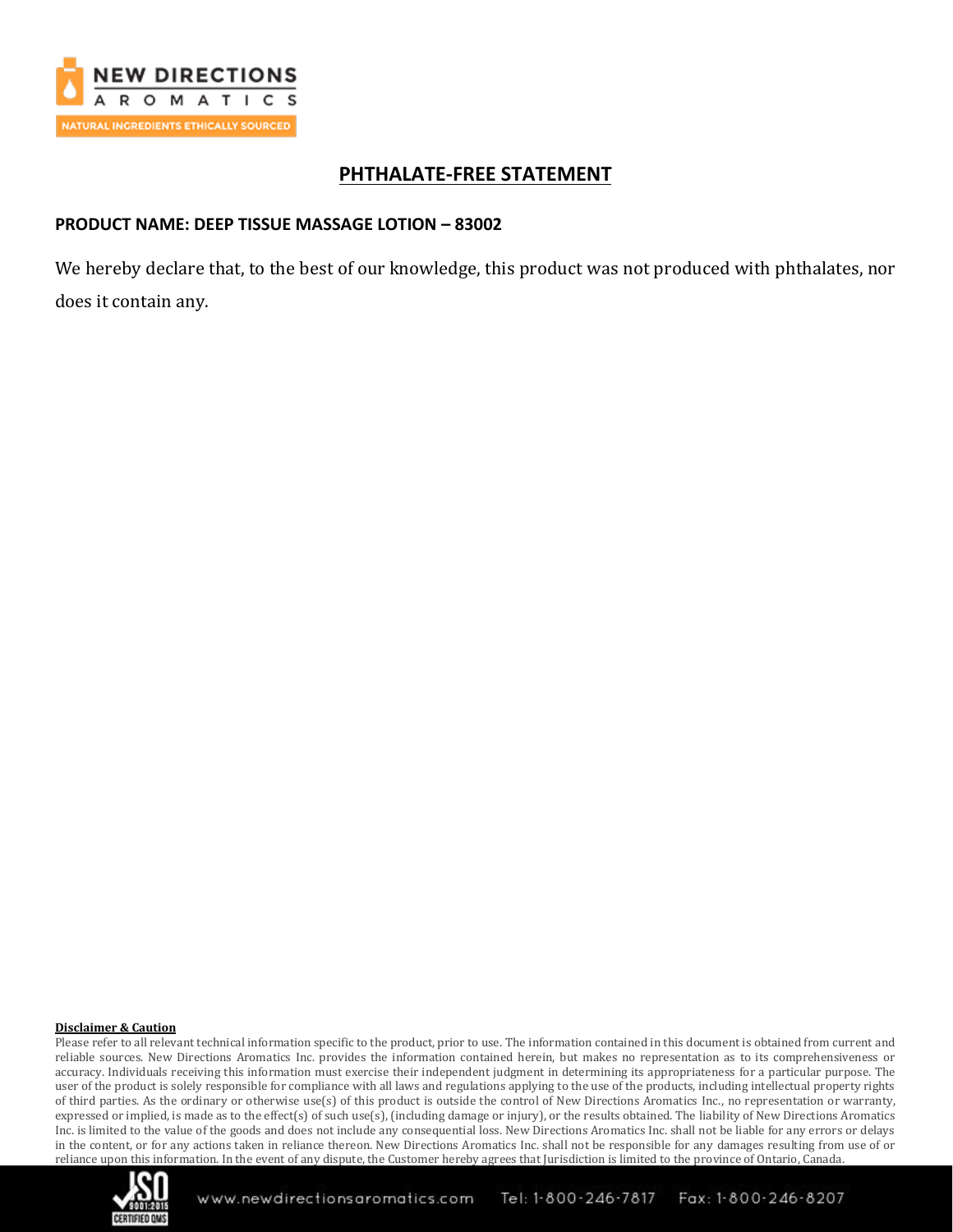## PHTHALATE-FREE STATEMENT

**PRODUCT NAME: DEEP TISSUE MASSAGE LOTION – 83002**

We hereby declare that, to the best of our knowledge, this product was not produced with phthalates, nor does it contain any.

**Disclaimer & Caution**

Please refer to all relevant technical information specific to the product, prior to use. The information contained in this document is obtained from current and reliable sources. New Directions Aromatics Inc. provides the information contained herein, but makes no representation as to its comprehensiveness or accuracy. Individuals receiving this information must exercise their independent judgment in determining its appropriateness for a particular purpose. The user of the product is solely responsible for compliance with all laws and regulations applying to the use of the products, including intellectual property rights of third parties. As the ordinary or otherwise use(s) of this product is outside the control of New Directions Aromatics Inc., no representation or warranty, expressed or implied, is made as to the effect(s) of such use(s), (including damage or injury), or the results obtained. The liability of New Directions Aromatics Inc. is limited to the value of the goods and does not include any consequential loss. New Directions Aromatics Inc. shall not be liable for any errors or delays in the content, or for any actions taken in reliance thereon. New Directions Aromatics Inc. shall not be responsible for any damages resulting from use of or reliance upon this information. In the event of any dispute, the Customer hereby agrees that Jurisdiction is limited to the province of Ontario, Canada.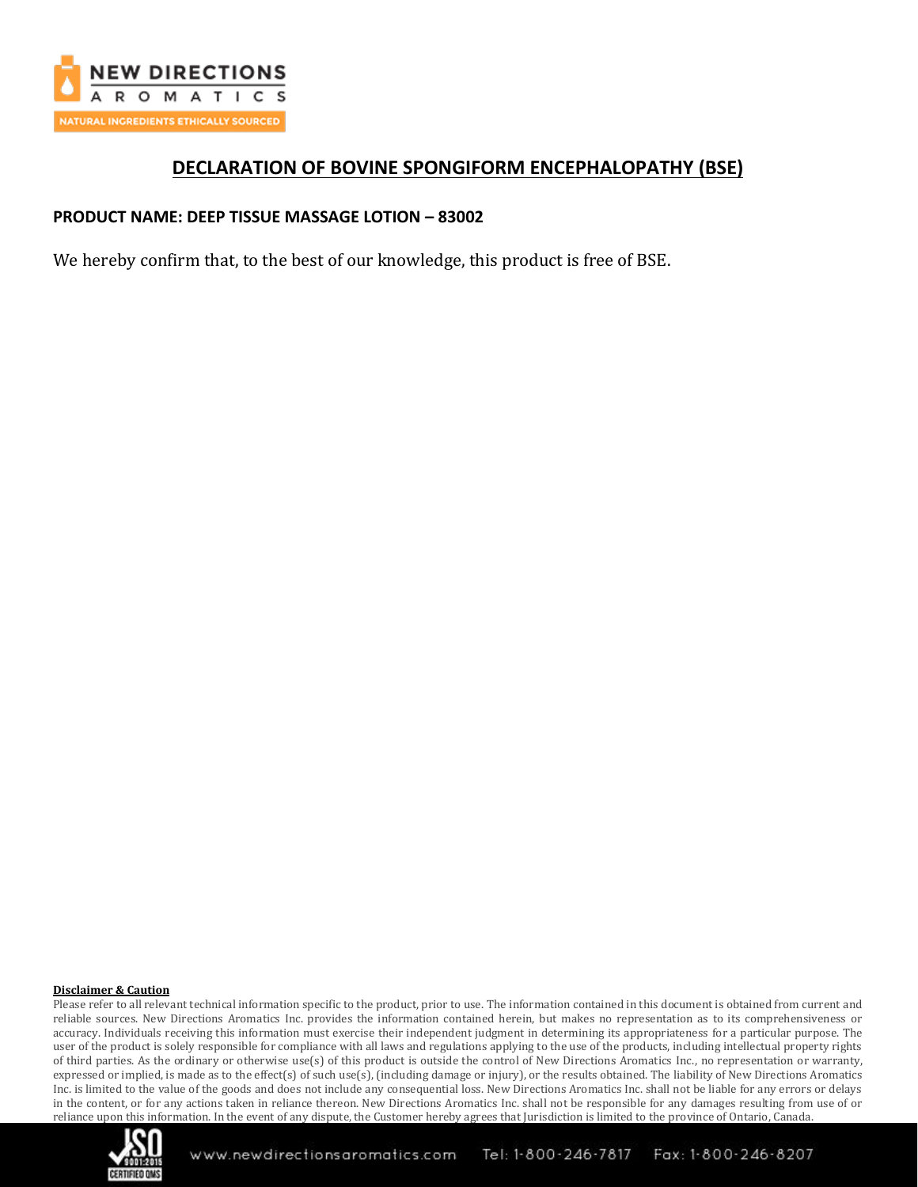# DECLARATION OF BOVINE SPONGIFORM ENCEPHALOPATHY (BSE)

**PRODUCT NAME: DEEP TISSUE MASSAGE LOTION – 83002**

We hereby confirm that, to the best of our knowledge, this product is free of BSE.

**Disclaimer & Caution**

Please refer to all relevant technical information specific to the product, prior to use. The information contained in this document is obtained from current and reliable sources. New Directions Aromatics Inc. provides the information contained herein, but makes no representation as to its comprehensiveness or accuracy. Individuals receiving this information must exercise their independent judgment in determining its appropriateness for a particular purpose. The user of the product is solely responsible for compliance with all laws and regulations applying to the use of the products, including intellectual property rights of third parties. As the ordinary or otherwise use(s) of this product is outside the control of New Directions Aromatics Inc., no representation or warranty, expressed or implied, is made as to the effect(s) of such use(s), (including damage or injury), or the results obtained. The liability of New Directions Aromatics Inc. is limited to the value of the goods and does not include any consequential loss. New Directions Aromatics Inc. shall not be liable for any errors or delays in the content, or for any actions taken in reliance thereon. New Directions Aromatics Inc. shall not be responsible for any damages resulting from use of or reliance upon this information. In the event of any dispute, the Customer hereby agrees that Jurisdiction is limited to the province of Ontario, Canada.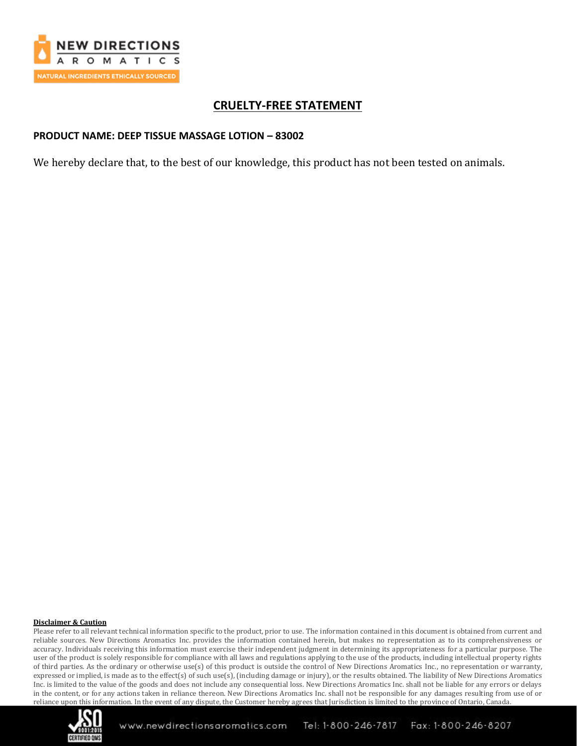# CRUELTY-FREE STATEMENT

**PRODUCT NAME: DEEP TISSUE MASSAGE LOTION – 83002**

We hereby declare that, to the best of our knowledge, this product has not been tested on animals.

**Disclaimer & Caution**

Please refer to all relevant technical information specific to the product, prior to use. The information contained in this document is obtained from current and reliable sources. New Directions Aromatics Inc. provides the information contained herein, but makes no representation as to its comprehensiveness or accuracy. Individuals receiving this information must exercise their independent judgment in determining its appropriateness for a particular purpose. The user of the product is solely responsible for compliance with all laws and regulations applying to the use of the products, including intellectual property rights of third parties. As the ordinary or otherwise use(s) of this product is outside the control of New Directions Aromatics Inc., no representation or warranty, expressed or implied, is made as to the effect(s) of such use(s), (including damage or injury), or the results obtained. The liability of New Directions Aromatics Inc. is limited to the value of the goods and does not include any consequential loss. New Directions Aromatics Inc. shall not be liable for any errors or delays in the content, or for any actions taken in reliance thereon. New Directions Aromatics Inc. shall not be responsible for any damages resulting from use of or reliance upon this information. In the event of any dispute, the Customer hereby agrees that Jurisdiction is limited to the province of Ontario, Canada.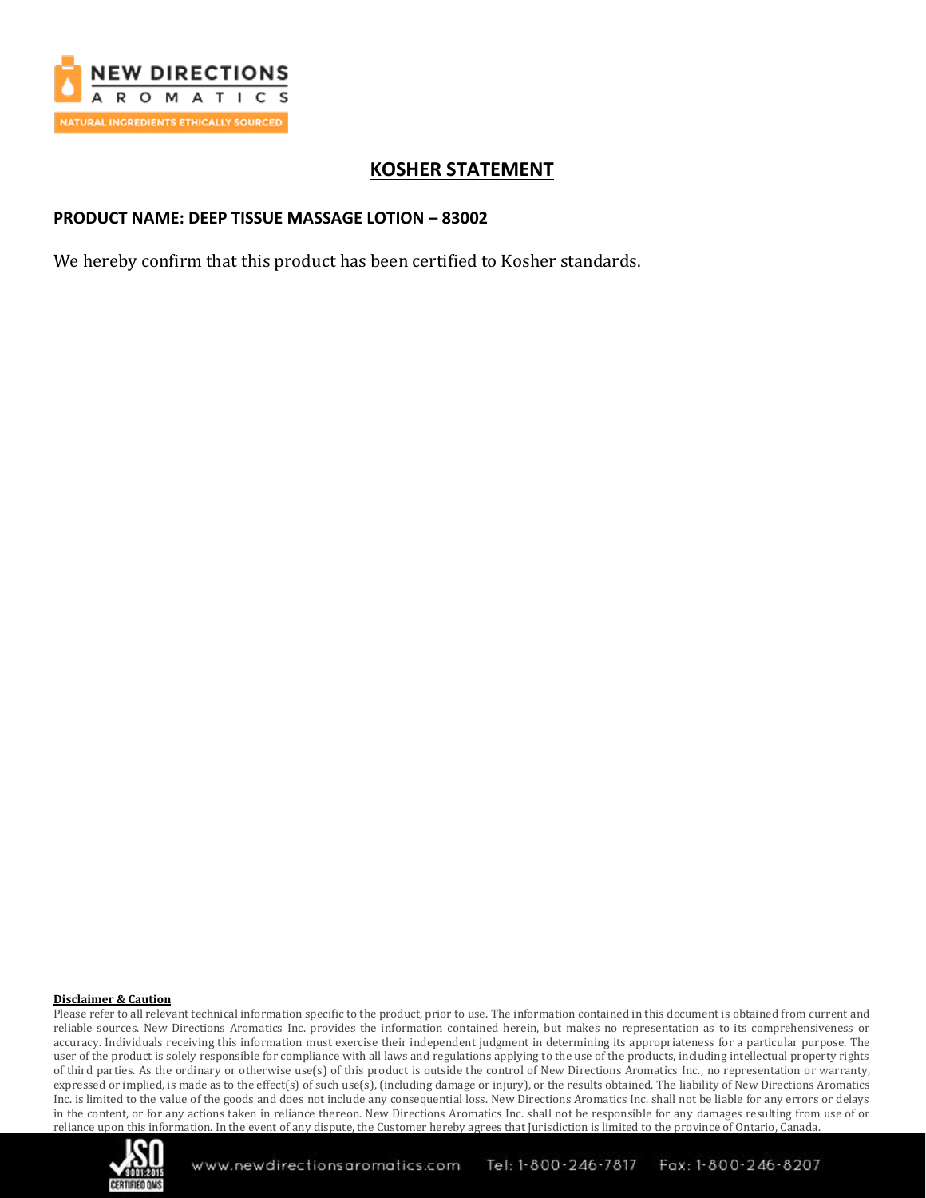# KOSHER STATEMENT

**PRODUCT NAME: DEEP TISSUE MASSAGE LOTION – 83002**

We hereby confirm that this product has been certified to Kosher standards.

**Disclaimer & Caution**

Please refer to all relevant technical information specific to the product, prior to use. The information contained in this document is obtained from current and reliable sources. New Directions Aromatics Inc. provides the information contained herein, but makes no representation as to its comprehensiveness or accuracy. Individuals receiving this information must exercise their independent judgment in determining its appropriateness for a particular purpose. The user of the product is solely responsible for compliance with all laws and regulations applying to the use of the products, including intellectual property rights of third parties. As the ordinary or otherwise use(s) of this product is outside the control of New Directions Aromatics Inc., no representation or warranty, expressed or implied, is made as to the effect(s) of such use(s), (including damage or injury), or the results obtained. The liability of New Directions Aromatics Inc. is limited to the value of the goods and does not include any consequential loss. New Directions Aromatics Inc. shall not be liable for any errors or delays in the content, or for any actions taken in reliance thereon. New Directions Aromatics Inc. shall not be responsible for any damages resulting from use of or reliance upon this information. In the event of any dispute, the Customer hereby agrees that Jurisdiction is limited to the province of Ontario, Canada.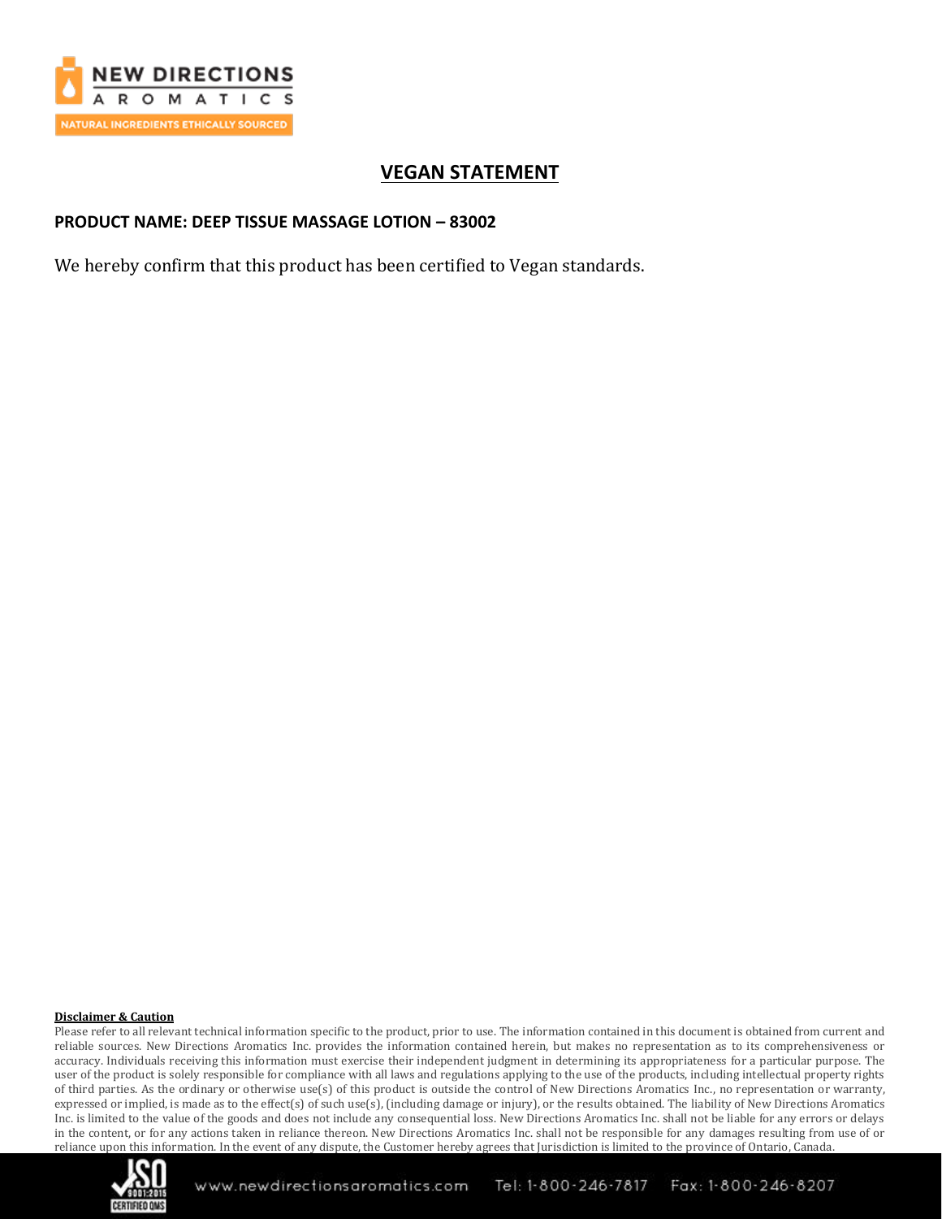# VEGAN STATEMENT

**PRODUCT NAME: DEEP TISSUE MASSAGE LOTION – 83002**

We hereby confirm that this product has been certified to Vegan standards.

**Disclaimer & Caution**

Please refer to all relevant technical information specific to the product, prior to use. The information contained in this document is obtained from current and reliable sources. New Directions Aromatics Inc. provides the information contained herein, but makes no representation as to its comprehensiveness or accuracy. Individuals receiving this information must exercise their independent judgment in determining its appropriateness for a particular purpose. The user of the product is solely responsible for compliance with all laws and regulations applying to the use of the products, including intellectual property rights of third parties. As the ordinary or otherwise use(s) of this product is outside the control of New Directions Aromatics Inc., no representation or warranty, expressed or implied, is made as to the effect(s) of such use(s), (including damage or injury), or the results obtained. The liability of New Directions Aromatics Inc. is limited to the value of the goods and does not include any consequential loss. New Directions Aromatics Inc. shall not be liable for any errors or delays in the content, or for any actions taken in reliance thereon. New Directions Aromatics Inc. shall not be responsible for any damages resulting from use of or reliance upon this information. In the event of any dispute, the Customer hereby agrees that Jurisdiction is limited to the province of Ontario, Canada.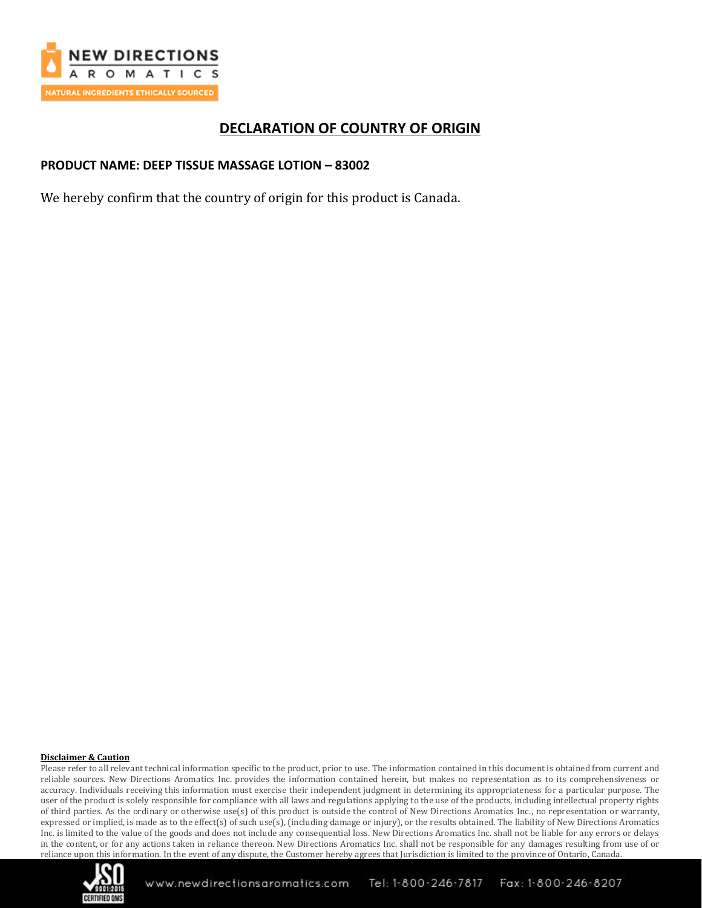# DECLARATION OF COUNTRY OF ORIGIN

**PRODUCT NAME: DEEP TISSUE MASSAGE LOTION – 83002**

We hereby confirm that the country of origin for this product is Canada.

**Disclaimer & Caution**

Please refer to all relevant technical information specific to the product, prior to use. The information contained in this document is obtained from current and reliable sources. New Directions Aromatics Inc. provides the information contained herein, but makes no representation as to its comprehensiveness or accuracy. Individuals receiving this information must exercise their independent judgment in determining its appropriateness for a particular purpose. The user of the product is solely responsible for compliance with all laws and regulations applying to the use of the products, including intellectual property rights of third parties. As the ordinary or otherwise use(s) of this product is outside the control of New Directions Aromatics Inc., no representation or warranty, expressed or implied, is made as to the effect(s) of such use(s), (including damage or injury), or the results obtained. The liability of New Directions Aromatics Inc. is limited to the value of the goods and does not include any consequential loss. New Directions Aromatics Inc. shall not be liable for any errors or delays in the content, or for any actions taken in reliance thereon. New Directions Aromatics Inc. shall not be responsible for any damages resulting from use of or reliance upon this information. In the event of any dispute, the Customer hereby agrees that Jurisdiction is limited to the province of Ontario, Canada.